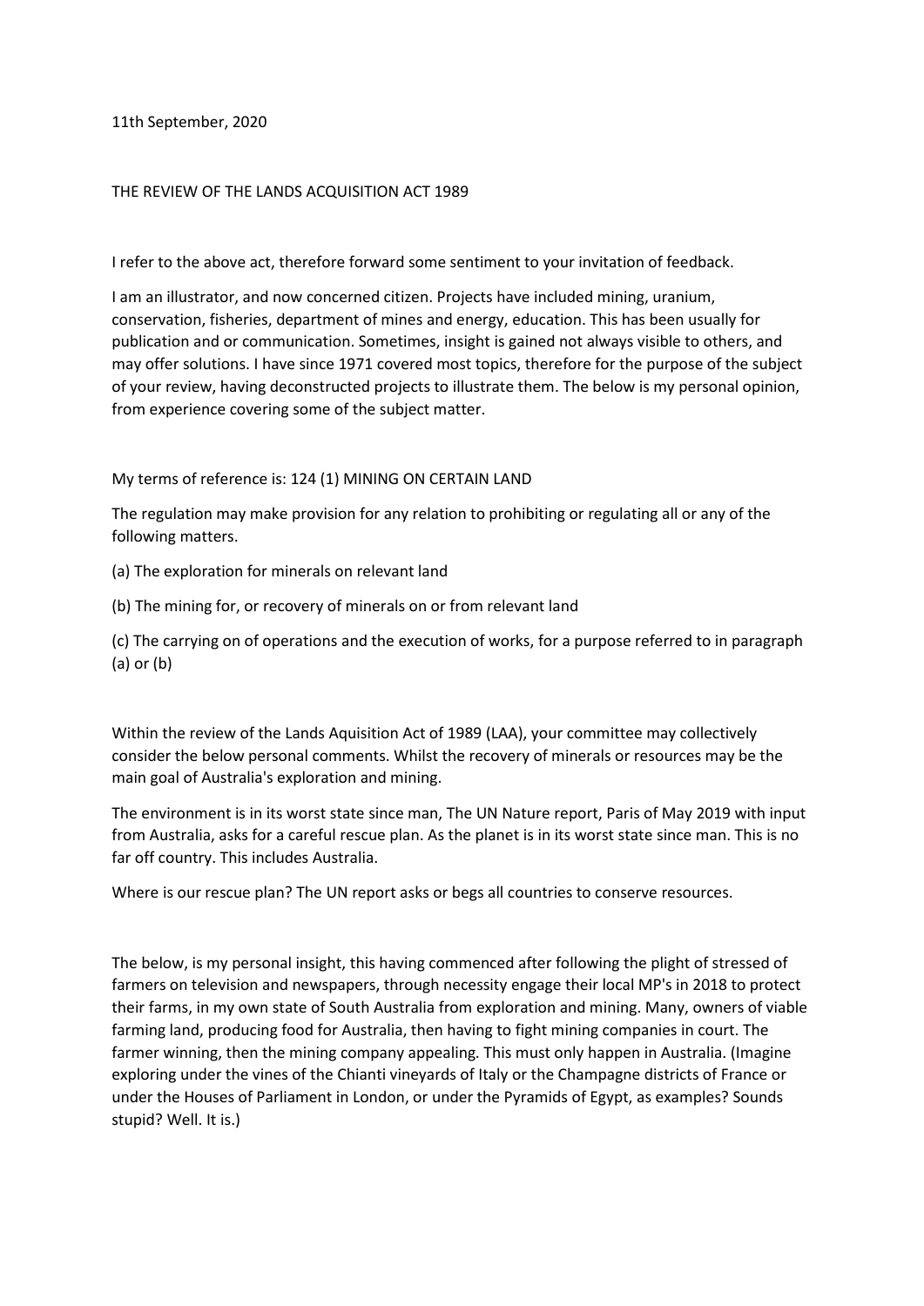11th September, 2020

THE REVIEW OF THE LANDS ACQUISITION ACT 1989

I refer to the above act, therefore forward some sentiment to your invitation of feedback.

I am an illustrator, and now concerned citizen. Projects have included mining, uranium, conservation, fisheries, department of mines and energy, education. This has been usually for publication and or communication. Sometimes, insight is gained not always visible to others, and may offer solutions. I have since 1971 covered most topics, therefore for the purpose of the subject of your review, having deconstructed projects to illustrate them. The below is my personal opinion, from experience covering some of the subject matter.

My terms of reference is: 124 (1) MINING ON CERTAIN LAND

The regulation may make provision for any relation to prohibiting or regulating all or any of the following matters.

(a) The exploration for minerals on relevant land

(b) The mining for, or recovery of minerals on or from relevant land

(c) The carrying on of operations and the execution of works, for a purpose referred to in paragraph (a) or (b)

Within the review of the Lands Aquisition Act of 1989 (LAA), your committee may collectively consider the below personal comments. Whilst the recovery of minerals or resources may be the main goal of Australia's exploration and mining.

The environment is in its worst state since man, The UN Nature report, Paris of May 2019 with input from Australia, asks for a careful rescue plan. As the planet is in its worst state since man. This is no far off country. This includes Australia.

Where is our rescue plan? The UN report asks or begs all countries to conserve resources.

The below, is my personal insight, this having commenced after following the plight of stressed of farmers on television and newspapers, through necessity engage their local MP's in 2018 to protect their farms, in my own state of South Australia from exploration and mining. Many, owners of viable farming land, producing food for Australia, then having to fight mining companies in court. The farmer winning, then the mining company appealing. This must only happen in Australia. (Imagine exploring under the vines of the Chianti vineyards of Italy or the Champagne districts of France or under the Houses of Parliament in London, or under the Pyramids of Egypt, as examples? Sounds stupid? Well. It is.)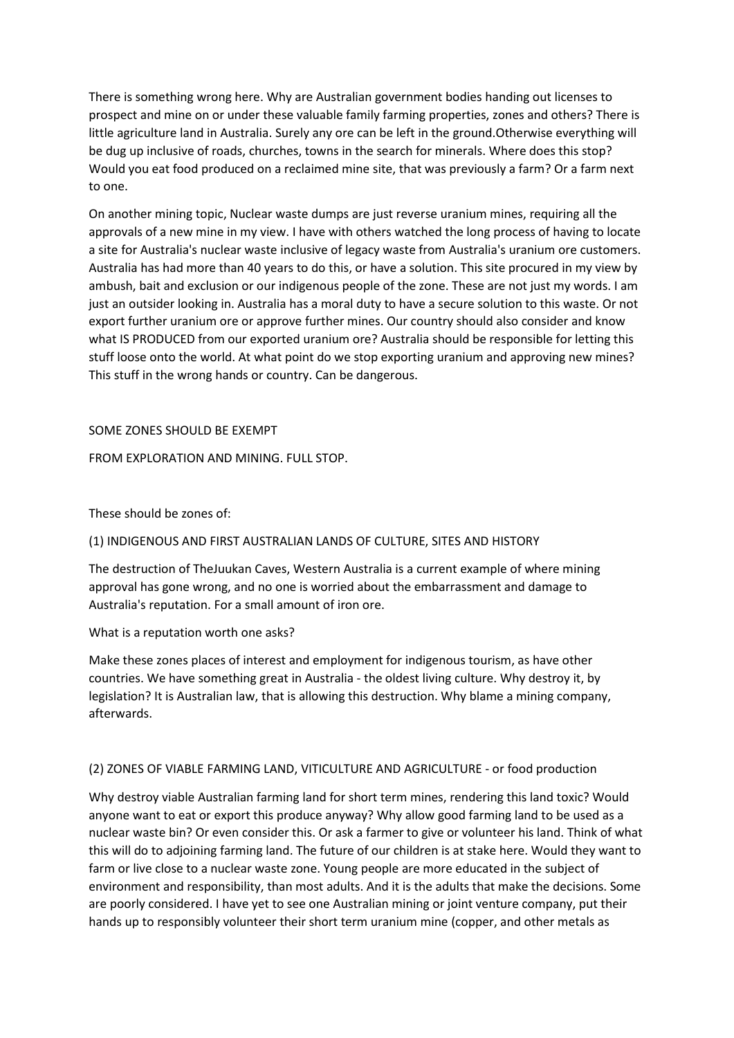There is something wrong here. Why are Australian government bodies handing out licenses to prospect and mine on or under these valuable family farming properties, zones and others? There is little agriculture land in Australia. Surely any ore can be left in the ground.Otherwise everything will be dug up inclusive of roads, churches, towns in the search for minerals. Where does this stop? Would you eat food produced on a reclaimed mine site, that was previously a farm? Or a farm next to one.

On another mining topic, Nuclear waste dumps are just reverse uranium mines, requiring all the approvals of a new mine in my view. I have with others watched the long process of having to locate a site for Australia's nuclear waste inclusive of legacy waste from Australia's uranium ore customers. Australia has had more than 40 years to do this, or have a solution. This site procured in my view by ambush, bait and exclusion or our indigenous people of the zone. These are not just my words. I am just an outsider looking in. Australia has a moral duty to have a secure solution to this waste. Or not export further uranium ore or approve further mines. Our country should also consider and know what IS PRODUCED from our exported uranium ore? Australia should be responsible for letting this stuff loose onto the world. At what point do we stop exporting uranium and approving new mines? This stuff in the wrong hands or country. Can be dangerous.

SOME ZONES SHOULD BE EXEMPT

FROM EXPLORATION AND MINING. FULL STOP.

These should be zones of:

(1) INDIGENOUS AND FIRST AUSTRALIAN LANDS OF CULTURE, SITES AND HISTORY

The destruction of TheJuukan Caves, Western Australia is a current example of where mining approval has gone wrong, and no one is worried about the embarrassment and damage to Australia's reputation. For a small amount of iron ore.

What is a reputation worth one asks?

Make these zones places of interest and employment for indigenous tourism, as have other countries. We have something great in Australia - the oldest living culture. Why destroy it, by legislation? It is Australian law, that is allowing this destruction. Why blame a mining company, afterwards.

(2) ZONES OF VIABLE FARMING LAND, VITICULTURE AND AGRICULTURE - or food production

Why destroy viable Australian farming land for short term mines, rendering this land toxic? Would anyone want to eat or export this produce anyway? Why allow good farming land to be used as a nuclear waste bin? Or even consider this. Or ask a farmer to give or volunteer his land. Think of what this will do to adjoining farming land. The future of our children is at stake here. Would they want to farm or live close to a nuclear waste zone. Young people are more educated in the subject of environment and responsibility, than most adults. And it is the adults that make the decisions. Some are poorly considered. I have yet to see one Australian mining or joint venture company, put their hands up to responsibly volunteer their short term uranium mine (copper, and other metals as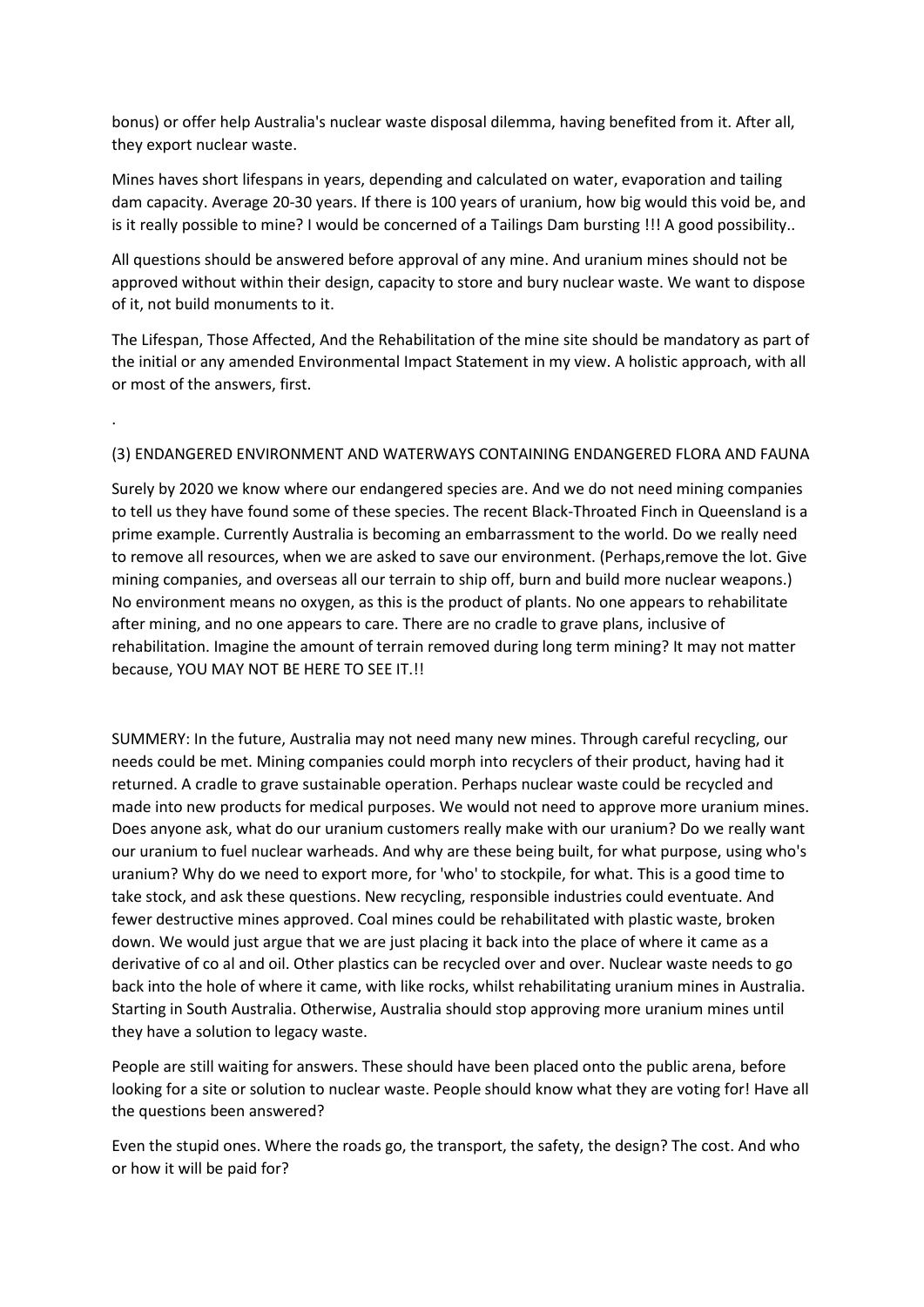bonus) or offer help Australia's nuclear waste disposal dilemma, having benefited from it. After all, they export nuclear waste.

Mines haves short lifespans in years, depending and calculated on water, evaporation and tailing dam capacity. Average 20-30 years. If there is 100 years of uranium, how big would this void be, and is it really possible to mine? I would be concerned of a Tailings Dam bursting !!! A good possibility..

All questions should be answered before approval of any mine. And uranium mines should not be approved without within their design, capacity to store and bury nuclear waste. We want to dispose of it, not build monuments to it.

The Lifespan, Those Affected, And the Rehabilitation of the mine site should be mandatory as part of the initial or any amended Environmental Impact Statement in my view. A holistic approach, with all or most of the answers, first.

.

(3) ENDANGERED ENVIRONMENT AND WATERWAYS CONTAINING ENDANGERED FLORA AND FAUNA

Surely by 2020 we know where our endangered species are. And we do not need mining companies to tell us they have found some of these species. The recent Black-Throated Finch in Queensland is a prime example. Currently Australia is becoming an embarrassment to the world. Do we really need to remove all resources, when we are asked to save our environment. (Perhaps,remove the lot. Give mining companies, and overseas all our terrain to ship off, burn and build more nuclear weapons.) No environment means no oxygen, as this is the product of plants. No one appears to rehabilitate after mining, and no one appears to care. There are no cradle to grave plans, inclusive of rehabilitation. Imagine the amount of terrain removed during long term mining? It may not matter because, YOU MAY NOT BE HERE TO SEE IT.!!

SUMMERY: In the future, Australia may not need many new mines. Through careful recycling, our needs could be met. Mining companies could morph into recyclers of their product, having had it returned. A cradle to grave sustainable operation. Perhaps nuclear waste could be recycled and made into new products for medical purposes. We would not need to approve more uranium mines. Does anyone ask, what do our uranium customers really make with our uranium? Do we really want our uranium to fuel nuclear warheads. And why are these being built, for what purpose, using who's uranium? Why do we need to export more, for 'who' to stockpile, for what. This is a good time to take stock, and ask these questions. New recycling, responsible industries could eventuate. And fewer destructive mines approved. Coal mines could be rehabilitated with plastic waste, broken down. We would just argue that we are just placing it back into the place of where it came as a derivative of co al and oil. Other plastics can be recycled over and over. Nuclear waste needs to go back into the hole of where it came, with like rocks, whilst rehabilitating uranium mines in Australia. Starting in South Australia. Otherwise, Australia should stop approving more uranium mines until they have a solution to legacy waste.

People are still waiting for answers. These should have been placed onto the public arena, before looking for a site or solution to nuclear waste. People should know what they are voting for! Have all the questions been answered?

Even the stupid ones. Where the roads go, the transport, the safety, the design? The cost. And who or how it will be paid for?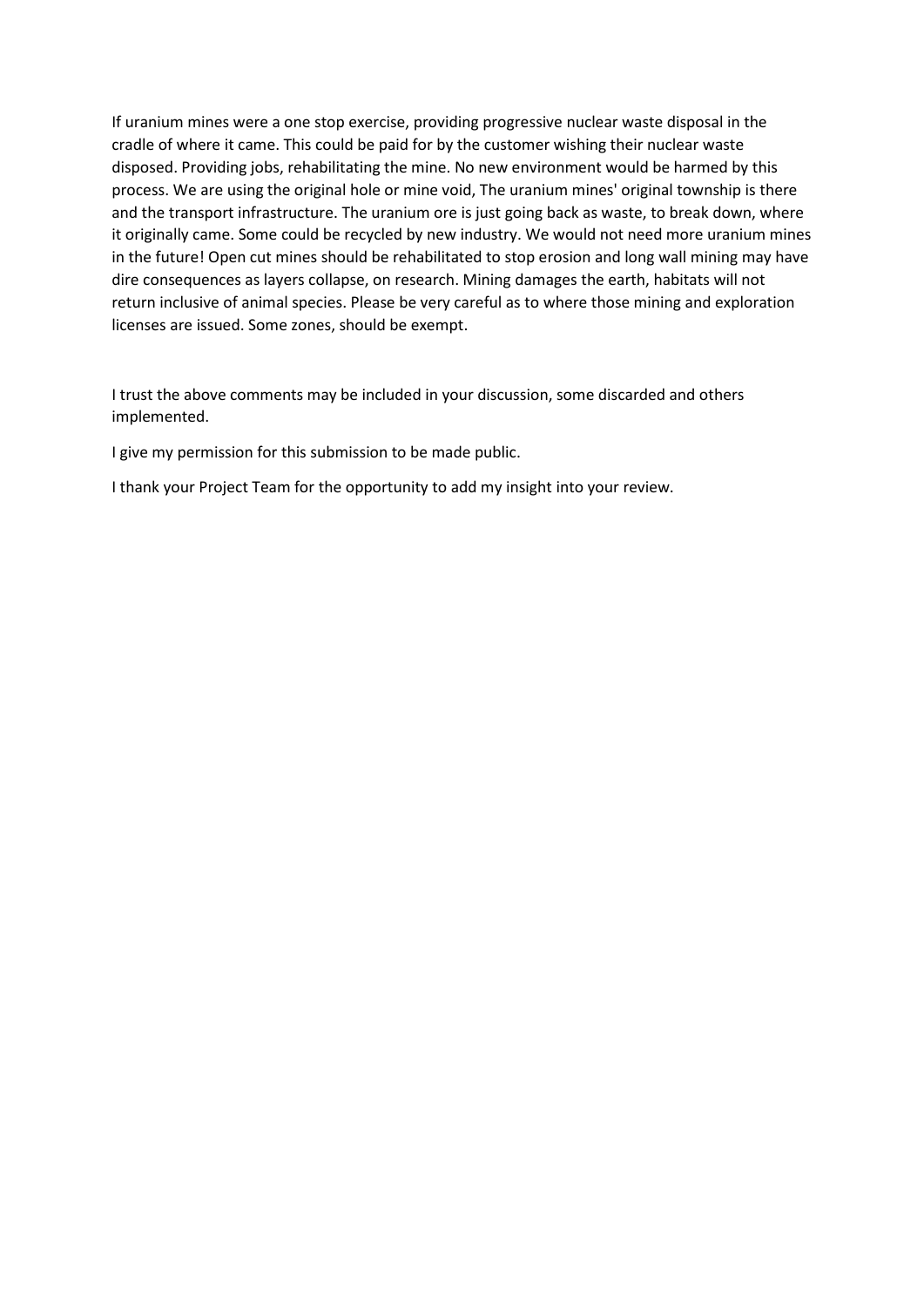If uranium mines were a one stop exercise, providing progressive nuclear waste disposal in the cradle of where it came. This could be paid for by the customer wishing their nuclear waste disposed. Providing jobs, rehabilitating the mine. No new environment would be harmed by this process. We are using the original hole or mine void, The uranium mines' original township is there and the transport infrastructure. The uranium ore is just going back as waste, to break down, where it originally came. Some could be recycled by new industry. We would not need more uranium mines in the future! Open cut mines should be rehabilitated to stop erosion and long wall mining may have dire consequences as layers collapse, on research. Mining damages the earth, habitats will not return inclusive of animal species. Please be very careful as to where those mining and exploration licenses are issued. Some zones, should be exempt.

I trust the above comments may be included in your discussion, some discarded and others implemented.

I give my permission for this submission to be made public.

I thank your Project Team for the opportunity to add my insight into your review.